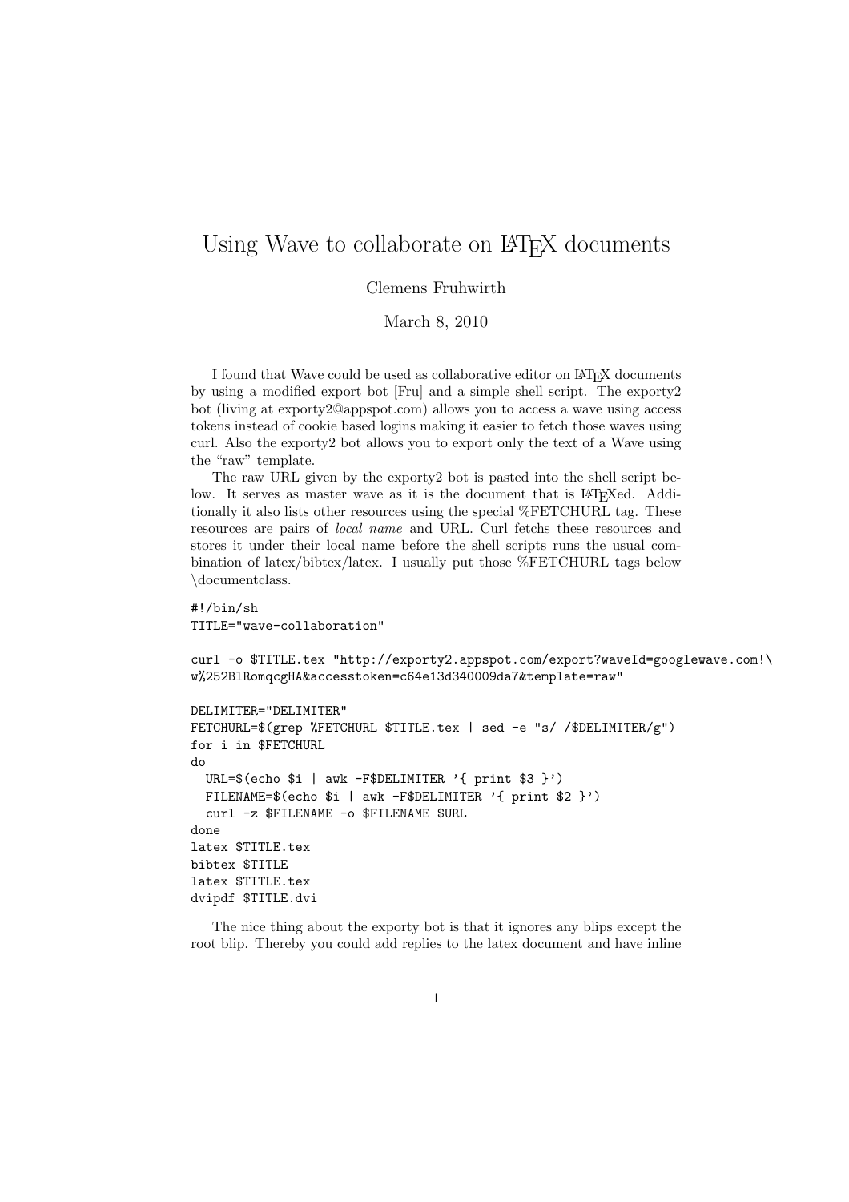# Using Wave to collaborate on LaTeX documents

Clemens Fruhwirth

March 8, 2010

I found that Wave could be used as collaborative editor on LaTeX documents by using a modified export bot [Fru] and a simple shell script. The exporty2 bot (living at exporty2@appspot.com) allows you to access a wave using access tokens instead of cookie based logins making it easier to fetch those waves using curl. Also the exporty2 bot allows you to export only the text of a Wave using the "raw" template.

The raw URL given by the exporty2 bot is pasted into the shell script below. It serves as master wave as it is the document that is LaTeXed. Additionally it also lists other resources using the special %FETCHURL tag. These resources are pairs of *local name* and URL. Curl fetchs these resources and stores it under their local name before the shell scripts runs the usual combination of latex/bibtex/latex. I usually put those %FETCHURL tags below \documentclass.

```
#!/bin/sh
TITLE="wave-collaboration"

curl -o $TITLE.tex "http://exporty2.appspot.com/export?waveId=googlewave.com!\
w%252BlRomqcgHA&accesstoken=c64e13d340009da7&template=raw"

DELIMITER="DELIMITER"
FETCHURL=$(grep %FETCHURL $TITLE.tex | sed -e "s/ /$DELIMITER/g")
for i in $FETCHURL
do
  URL=$(echo $i | awk -F$DELIMITER '{ print $3 }')
  FILENAME=$(echo $i | awk -F$DELIMITER '{ print $2 }')
  curl -z $FILENAME -o $FILENAME $URL
done
latex $TITLE.tex
bibtex $TITLE
latex $TITLE.tex
dvipdf $TITLE.dvi
```

The nice thing about the exporty bot is that it ignores any blips except the root blip. Thereby you could add replies to the latex document and have inline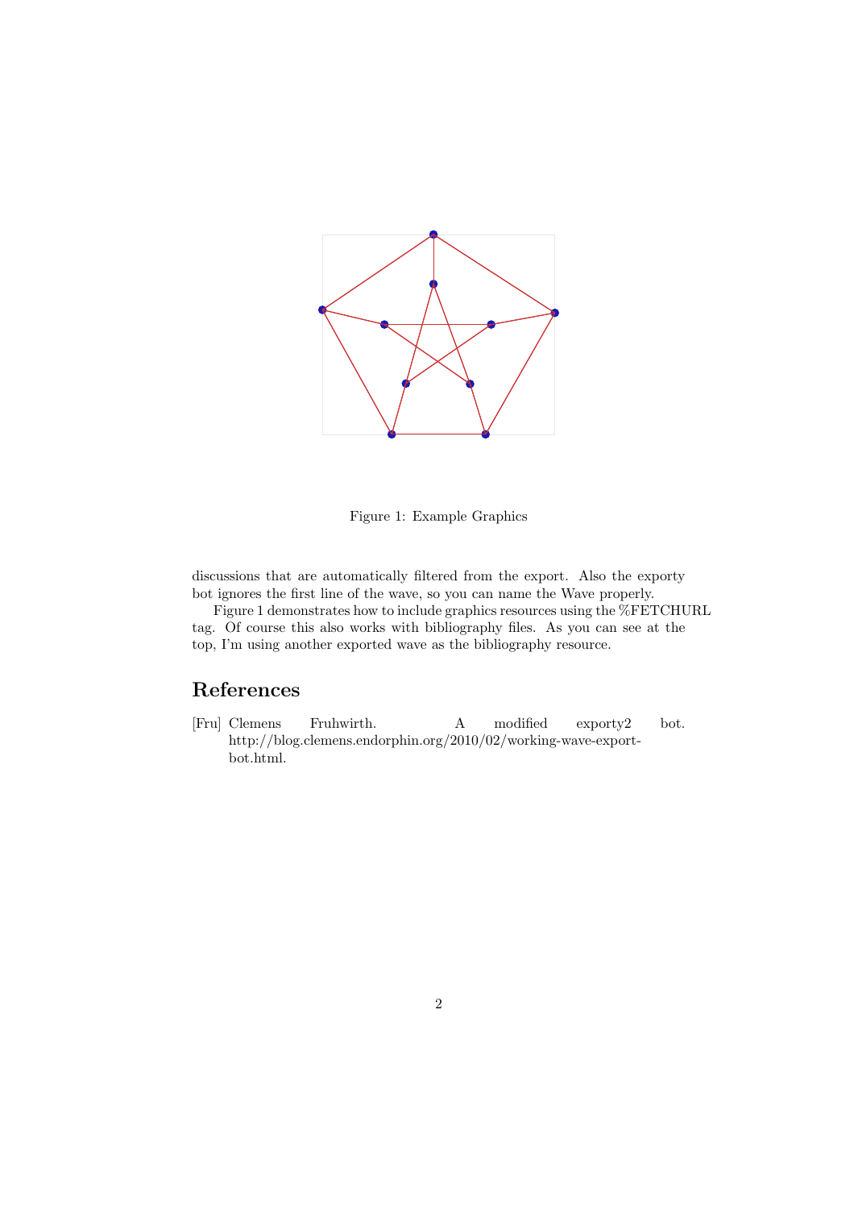Figure 1: Example Graphics

discussions that are automatically filtered from the export. Also the exporty bot ignores the first line of the wave, so you can name the Wave properly.

Figure 1 demonstrates how to include graphics resources using the %FETCHURL tag. Of course this also works with bibliography files. As you can see at the top, I'm using another exported wave as the bibliography resource.

## References

[Fru] Clemens Fruhwirth. A modified exporty2 bot. http://blog.clemens.endorphin.org/2010/02/working-wave-export-bot.html.